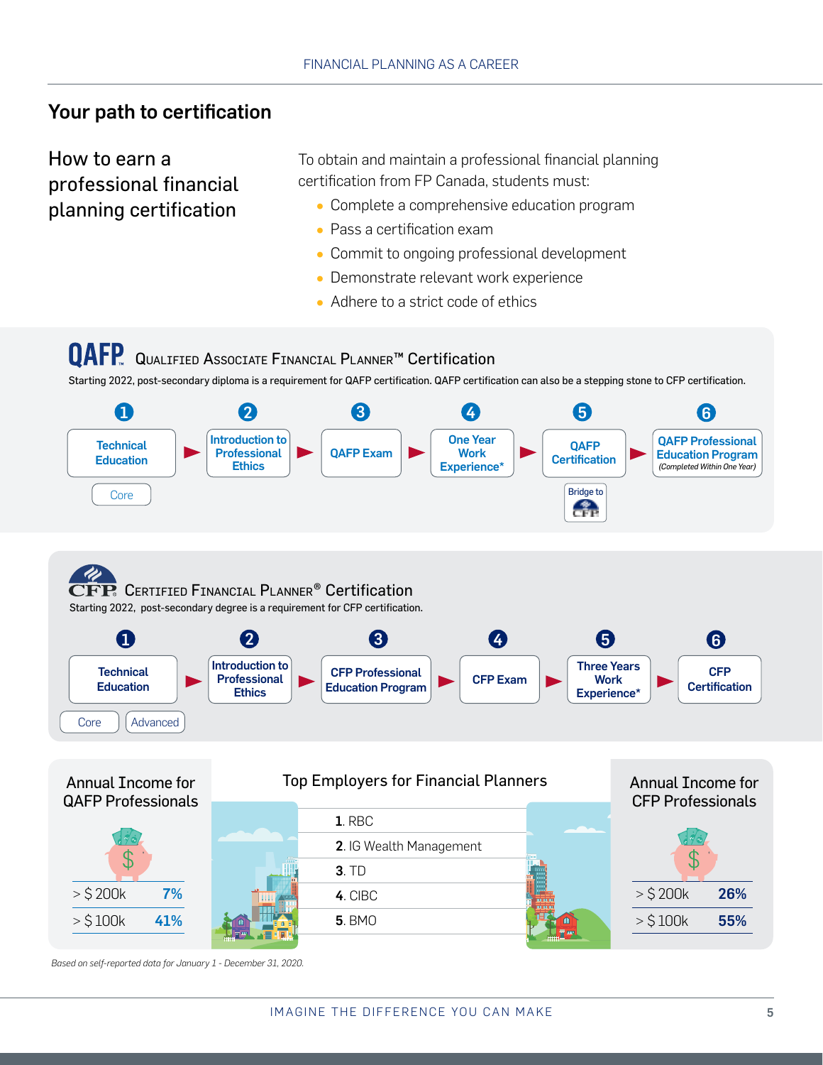## Your path to certification

### How to earn a professional financial planning certification

To obtain and maintain a professional financial planning certification from FP Canada, students must:

- Complete a comprehensive education program
- Pass a certification exam
- Commit to ongoing professional development
- Demonstrate relevant work experience
- Adhere to a strict code of ethics

### QAFP Qualified Associate Financial Planner™ Certification

Starting 2022, post-secondary diploma is a requirement for QAFP certification. QAFP certification can also be a stepping stone to CFP certification.

1. Technical Education (Core)
2. Introduction to Professional Ethics
3. QAFP Exam
4. One Year Work Experience*
5. QAFP Certification (Bridge to CFP)
6. QAFP Professional Education Program *(Completed Within One Year)*

### CFP Certified Financial Planner® Certification

Starting 2022, post-secondary degree is a requirement for CFP certification.

1. Technical Education (Core, Advanced)
2. Introduction to Professional Ethics
3. CFP Professional Education Program
4. CFP Exam
5. Three Years Work Experience*
6. CFP Certification

#### Annual Income for QAFP Professionals

| | |
|---|---|
| > $ 200k | 7% |
| > $ 100k | 41% |

#### Top Employers for Financial Planners

1. RBC
2. IG Wealth Management
3. TD
4. CIBC
5. BMO

#### Annual Income for CFP Professionals

| | |
|---|---|
| > $ 200k | 26% |
| > $ 100k | 55% |

*Based on self-reported data for January 1 - December 31, 2020.*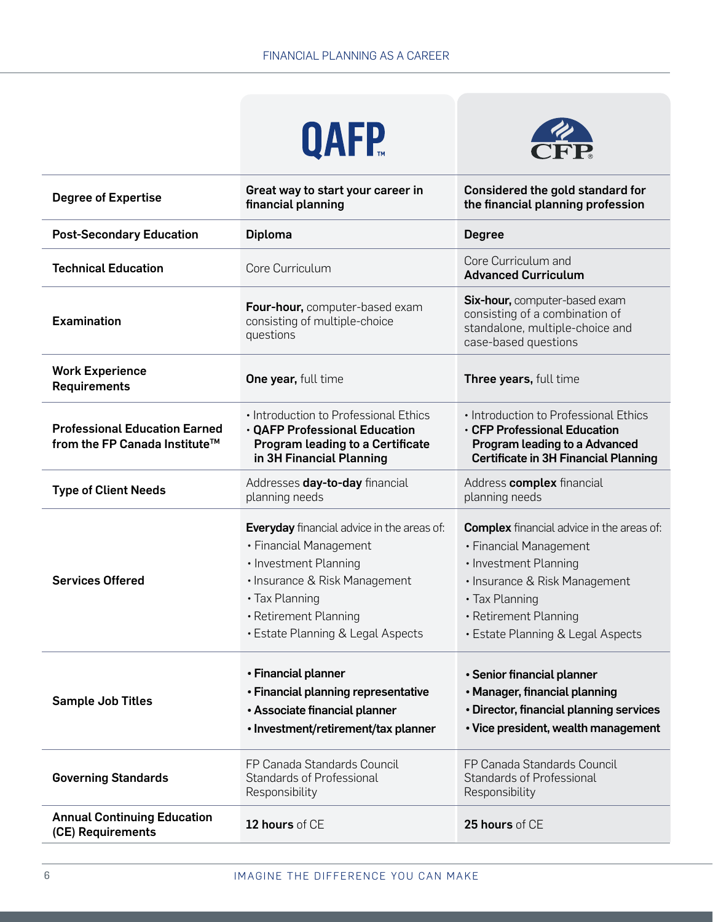| | QAFP™ | CFP® |
|---|---|---|
| **Degree of Expertise** | **Great way to start your career in financial planning** | **Considered the gold standard for the financial planning profession** |
| **Post-Secondary Education** | **Diploma** | **Degree** |
| **Technical Education** | Core Curriculum | Core Curriculum and **Advanced Curriculum** |
| **Examination** | **Four-hour,** computer-based exam consisting of multiple-choice questions | **Six-hour,** computer-based exam consisting of a combination of standalone, multiple-choice and case-based questions |
| **Work Experience Requirements** | **One year,** full time | **Three years,** full time |
| **Professional Education Earned from the FP Canada Institute™** | • Introduction to Professional Ethics<br>• **QAFP Professional Education Program leading to a Certificate in 3H Financial Planning** | • Introduction to Professional Ethics<br>• **CFP Professional Education Program leading to a Advanced Certificate in 3H Financial Planning** |
| **Type of Client Needs** | Addresses **day-to-day** financial planning needs | Address **complex** financial planning needs |
| **Services Offered** | **Everyday** financial advice in the areas of:<br>• Financial Management<br>• Investment Planning<br>• Insurance & Risk Management<br>• Tax Planning<br>• Retirement Planning<br>• Estate Planning & Legal Aspects | **Complex** financial advice in the areas of:<br>• Financial Management<br>• Investment Planning<br>• Insurance & Risk Management<br>• Tax Planning<br>• Retirement Planning<br>• Estate Planning & Legal Aspects |
| **Sample Job Titles** | • **Financial planner**<br>• **Financial planning representative**<br>• **Associate financial planner**<br>• **Investment/retirement/tax planner** | • **Senior financial planner**<br>• **Manager, financial planning**<br>• **Director, financial planning services**<br>• **Vice president, wealth management** |
| **Governing Standards** | FP Canada Standards Council Standards of Professional Responsibility | FP Canada Standards Council Standards of Professional Responsibility |
| **Annual Continuing Education (CE) Requirements** | **12 hours** of CE | **25 hours** of CE |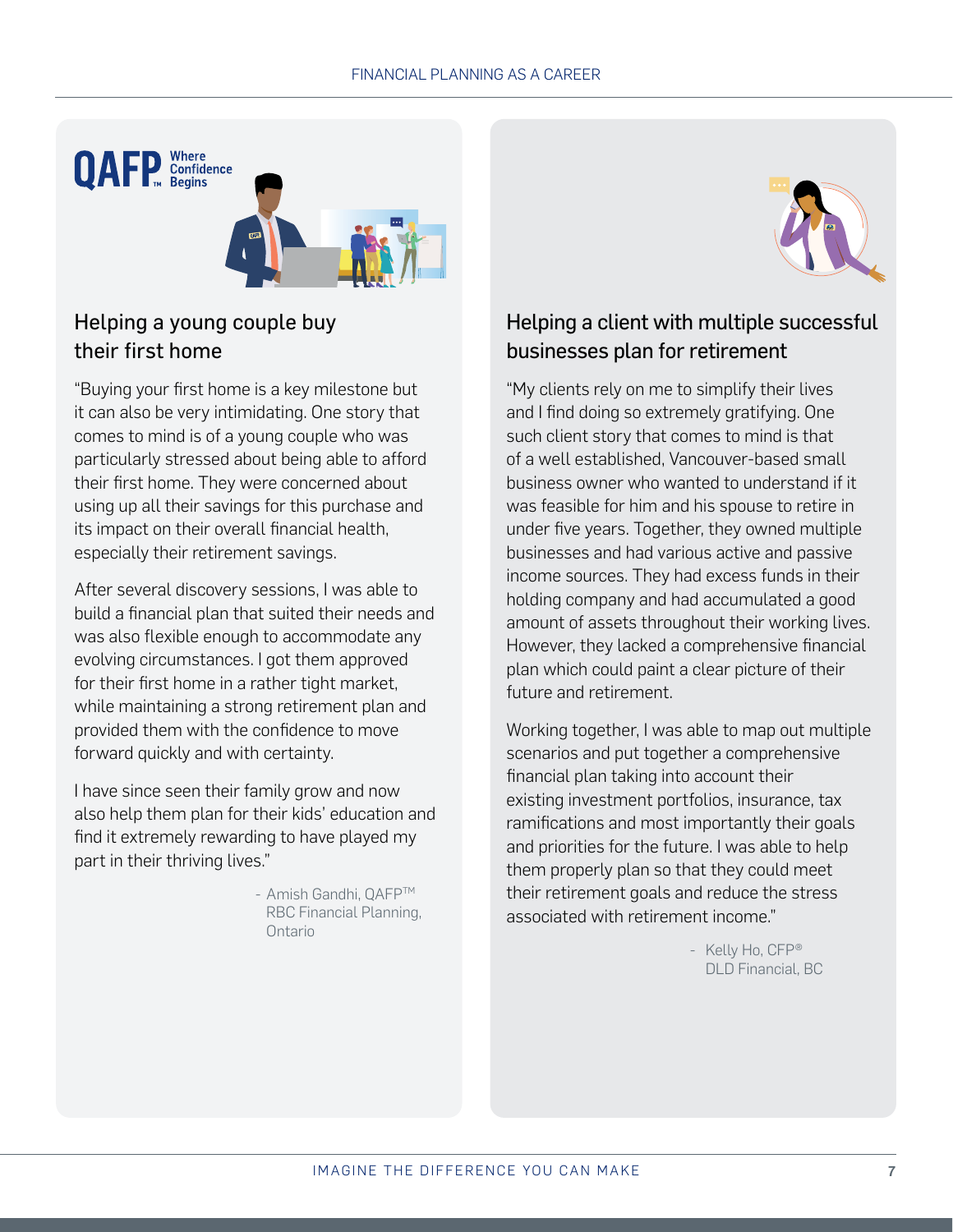QAFP™ Where Confidence Begins

## Helping a young couple buy their first home

"Buying your first home is a key milestone but it can also be very intimidating. One story that comes to mind is of a young couple who was particularly stressed about being able to afford their first home. They were concerned about using up all their savings for this purchase and its impact on their overall financial health, especially their retirement savings.

After several discovery sessions, I was able to build a financial plan that suited their needs and was also flexible enough to accommodate any evolving circumstances. I got them approved for their first home in a rather tight market, while maintaining a strong retirement plan and provided them with the confidence to move forward quickly and with certainty.

I have since seen their family grow and now also help them plan for their kids' education and find it extremely rewarding to have played my part in their thriving lives."

- Amish Gandhi, QAFP™
RBC Financial Planning,
Ontario

## Helping a client with multiple successful businesses plan for retirement

"My clients rely on me to simplify their lives and I find doing so extremely gratifying. One such client story that comes to mind is that of a well established, Vancouver-based small business owner who wanted to understand if it was feasible for him and his spouse to retire in under five years. Together, they owned multiple businesses and had various active and passive income sources. They had excess funds in their holding company and had accumulated a good amount of assets throughout their working lives. However, they lacked a comprehensive financial plan which could paint a clear picture of their future and retirement.

Working together, I was able to map out multiple scenarios and put together a comprehensive financial plan taking into account their existing investment portfolios, insurance, tax ramifications and most importantly their goals and priorities for the future. I was able to help them properly plan so that they could meet their retirement goals and reduce the stress associated with retirement income."

- Kelly Ho, CFP®
DLD Financial, BC